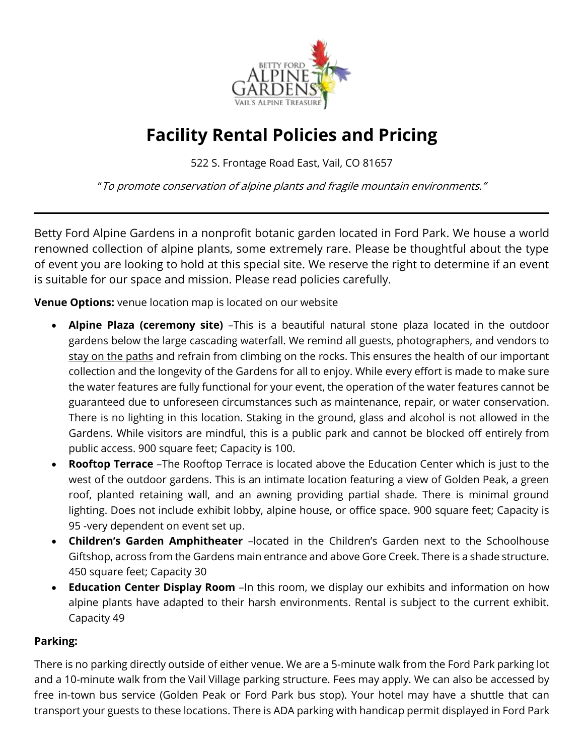# Facility Rental Policies and Pricing

522 S. Frontage Road East, Vail, CO 81657

"*To promote conservation of alpine plants and fragile mountain environments.*"

---

Betty Ford Alpine Gardens in a nonprofit botanic garden located in Ford Park. We house a world renowned collection of alpine plants, some extremely rare. Please be thoughtful about the type of event you are looking to hold at this special site. We reserve the right to determine if an event is suitable for our space and mission. Please read policies carefully.

**Venue Options:** venue location map is located on our website

- **Alpine Plaza (ceremony site)** –This is a beautiful natural stone plaza located in the outdoor gardens below the large cascading waterfall. We remind all guests, photographers, and vendors to stay on the paths and refrain from climbing on the rocks. This ensures the health of our important collection and the longevity of the Gardens for all to enjoy. While every effort is made to make sure the water features are fully functional for your event, the operation of the water features cannot be guaranteed due to unforeseen circumstances such as maintenance, repair, or water conservation. There is no lighting in this location. Staking in the ground, glass and alcohol is not allowed in the Gardens. While visitors are mindful, this is a public park and cannot be blocked off entirely from public access. 900 square feet; Capacity is 100.
- **Rooftop Terrace** –The Rooftop Terrace is located above the Education Center which is just to the west of the outdoor gardens. This is an intimate location featuring a view of Golden Peak, a green roof, planted retaining wall, and an awning providing partial shade. There is minimal ground lighting. Does not include exhibit lobby, alpine house, or office space. 900 square feet; Capacity is 95 -very dependent on event set up.
- **Children's Garden Amphitheater** –located in the Children's Garden next to the Schoolhouse Giftshop, across from the Gardens main entrance and above Gore Creek. There is a shade structure. 450 square feet; Capacity 30
- **Education Center Display Room** –In this room, we display our exhibits and information on how alpine plants have adapted to their harsh environments. Rental is subject to the current exhibit. Capacity 49

**Parking:**

There is no parking directly outside of either venue. We are a 5-minute walk from the Ford Park parking lot and a 10-minute walk from the Vail Village parking structure. Fees may apply. We can also be accessed by free in-town bus service (Golden Peak or Ford Park bus stop). Your hotel may have a shuttle that can transport your guests to these locations. There is ADA parking with handicap permit displayed in Ford Park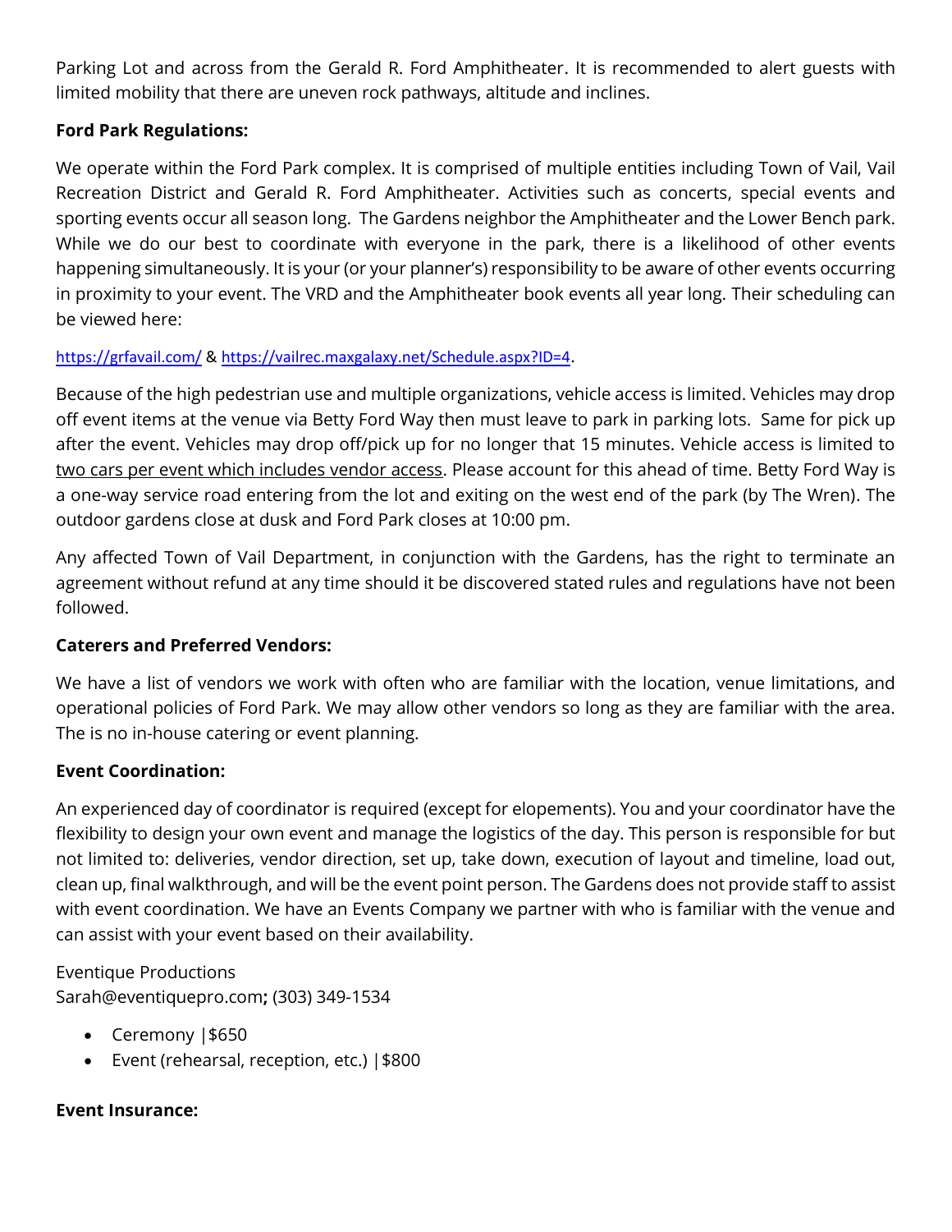Parking Lot and across from the Gerald R. Ford Amphitheater. It is recommended to alert guests with limited mobility that there are uneven rock pathways, altitude and inclines.

**Ford Park Regulations:**

We operate within the Ford Park complex. It is comprised of multiple entities including Town of Vail, Vail Recreation District and Gerald R. Ford Amphitheater. Activities such as concerts, special events and sporting events occur all season long. The Gardens neighbor the Amphitheater and the Lower Bench park. While we do our best to coordinate with everyone in the park, there is a likelihood of other events happening simultaneously. It is your (or your planner's) responsibility to be aware of other events occurring in proximity to your event. The VRD and the Amphitheater book events all year long. Their scheduling can be viewed here:

https://grfavail.com/ & https://vailrec.maxgalaxy.net/Schedule.aspx?ID=4.

Because of the high pedestrian use and multiple organizations, vehicle access is limited. Vehicles may drop off event items at the venue via Betty Ford Way then must leave to park in parking lots. Same for pick up after the event. Vehicles may drop off/pick up for no longer that 15 minutes. Vehicle access is limited to <u>two cars per event which includes vendor access</u>. Please account for this ahead of time. Betty Ford Way is a one-way service road entering from the lot and exiting on the west end of the park (by The Wren). The outdoor gardens close at dusk and Ford Park closes at 10:00 pm.

Any affected Town of Vail Department, in conjunction with the Gardens, has the right to terminate an agreement without refund at any time should it be discovered stated rules and regulations have not been followed.

**Caterers and Preferred Vendors:**

We have a list of vendors we work with often who are familiar with the location, venue limitations, and operational policies of Ford Park. We may allow other vendors so long as they are familiar with the area. The is no in-house catering or event planning.

**Event Coordination:**

An experienced day of coordinator is required (except for elopements). You and your coordinator have the flexibility to design your own event and manage the logistics of the day. This person is responsible for but not limited to: deliveries, vendor direction, set up, take down, execution of layout and timeline, load out, clean up, final walkthrough, and will be the event point person. The Gardens does not provide staff to assist with event coordination. We have an Events Company we partner with who is familiar with the venue and can assist with your event based on their availability.

Eventique Productions
Sarah@eventiquepro.com**;** (303) 349-1534

- Ceremony |$650
- Event (rehearsal, reception, etc.) |$800

**Event Insurance:**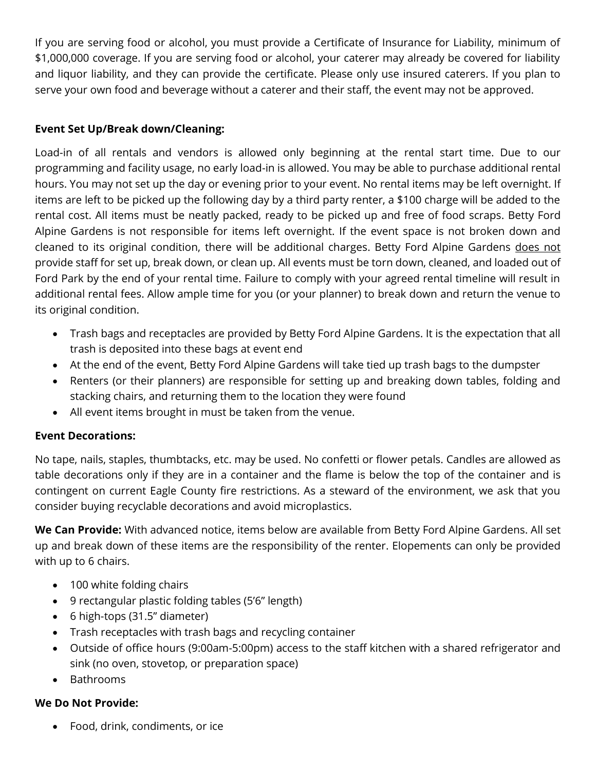If you are serving food or alcohol, you must provide a Certificate of Insurance for Liability, minimum of $1,000,000 coverage. If you are serving food or alcohol, your caterer may already be covered for liability and liquor liability, and they can provide the certificate. Please only use insured caterers. If you plan to serve your own food and beverage without a caterer and their staff, the event may not be approved.

**Event Set Up/Break down/Cleaning:**

Load-in of all rentals and vendors is allowed only beginning at the rental start time. Due to our programming and facility usage, no early load-in is allowed. You may be able to purchase additional rental hours. You may not set up the day or evening prior to your event. No rental items may be left overnight. If items are left to be picked up the following day by a third party renter, a $100 charge will be added to the rental cost. All items must be neatly packed, ready to be picked up and free of food scraps. Betty Ford Alpine Gardens is not responsible for items left overnight. If the event space is not broken down and cleaned to its original condition, there will be additional charges. Betty Ford Alpine Gardens <u>does not</u> provide staff for set up, break down, or clean up. All events must be torn down, cleaned, and loaded out of Ford Park by the end of your rental time. Failure to comply with your agreed rental timeline will result in additional rental fees. Allow ample time for you (or your planner) to break down and return the venue to its original condition.

- Trash bags and receptacles are provided by Betty Ford Alpine Gardens. It is the expectation that all trash is deposited into these bags at event end
- At the end of the event, Betty Ford Alpine Gardens will take tied up trash bags to the dumpster
- Renters (or their planners) are responsible for setting up and breaking down tables, folding and stacking chairs, and returning them to the location they were found
- All event items brought in must be taken from the venue.

**Event Decorations:**

No tape, nails, staples, thumbtacks, etc. may be used. No confetti or flower petals. Candles are allowed as table decorations only if they are in a container and the flame is below the top of the container and is contingent on current Eagle County fire restrictions. As a steward of the environment, we ask that you consider buying recyclable decorations and avoid microplastics.

**We Can Provide:** With advanced notice, items below are available from Betty Ford Alpine Gardens. All set up and break down of these items are the responsibility of the renter. Elopements can only be provided with up to 6 chairs.

- 100 white folding chairs
- 9 rectangular plastic folding tables (5'6" length)
- 6 high-tops (31.5" diameter)
- Trash receptacles with trash bags and recycling container
- Outside of office hours (9:00am-5:00pm) access to the staff kitchen with a shared refrigerator and sink (no oven, stovetop, or preparation space)
- Bathrooms

**We Do Not Provide:**

- Food, drink, condiments, or ice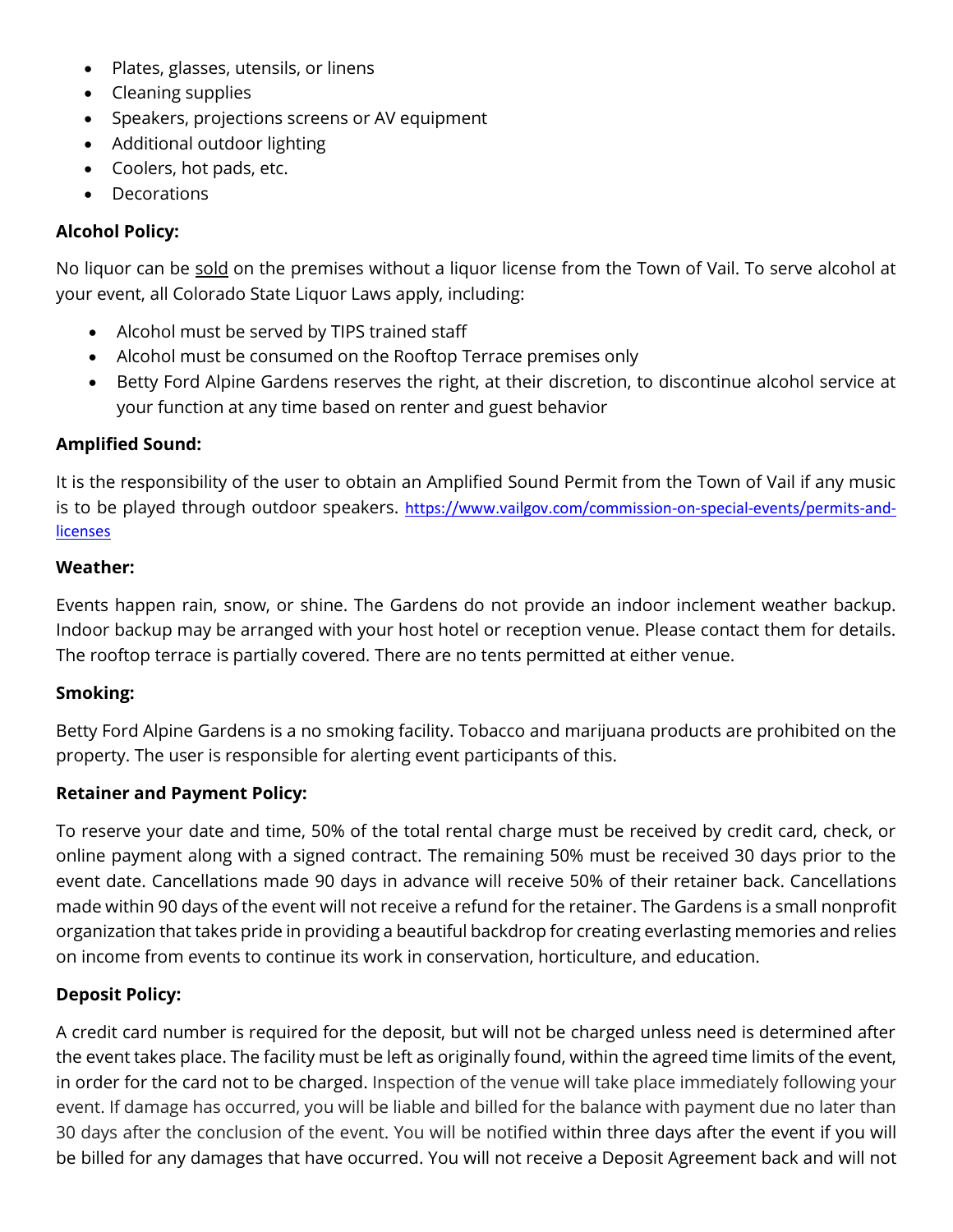- Plates, glasses, utensils, or linens
- Cleaning supplies
- Speakers, projections screens or AV equipment
- Additional outdoor lighting
- Coolers, hot pads, etc.
- Decorations

**Alcohol Policy:**

No liquor can be sold on the premises without a liquor license from the Town of Vail. To serve alcohol at your event, all Colorado State Liquor Laws apply, including:

- Alcohol must be served by TIPS trained staff
- Alcohol must be consumed on the Rooftop Terrace premises only
- Betty Ford Alpine Gardens reserves the right, at their discretion, to discontinue alcohol service at your function at any time based on renter and guest behavior

**Amplified Sound:**

It is the responsibility of the user to obtain an Amplified Sound Permit from the Town of Vail if any music is to be played through outdoor speakers. https://www.vailgov.com/commission-on-special-events/permits-and-licenses

**Weather:**

Events happen rain, snow, or shine. The Gardens do not provide an indoor inclement weather backup. Indoor backup may be arranged with your host hotel or reception venue. Please contact them for details. The rooftop terrace is partially covered. There are no tents permitted at either venue.

**Smoking:**

Betty Ford Alpine Gardens is a no smoking facility. Tobacco and marijuana products are prohibited on the property. The user is responsible for alerting event participants of this.

**Retainer and Payment Policy:**

To reserve your date and time, 50% of the total rental charge must be received by credit card, check, or online payment along with a signed contract. The remaining 50% must be received 30 days prior to the event date. Cancellations made 90 days in advance will receive 50% of their retainer back. Cancellations made within 90 days of the event will not receive a refund for the retainer. The Gardens is a small nonprofit organization that takes pride in providing a beautiful backdrop for creating everlasting memories and relies on income from events to continue its work in conservation, horticulture, and education.

**Deposit Policy:**

A credit card number is required for the deposit, but will not be charged unless need is determined after the event takes place. The facility must be left as originally found, within the agreed time limits of the event, in order for the card not to be charged. Inspection of the venue will take place immediately following your event. If damage has occurred, you will be liable and billed for the balance with payment due no later than 30 days after the conclusion of the event. You will be notified within three days after the event if you will be billed for any damages that have occurred. You will not receive a Deposit Agreement back and will not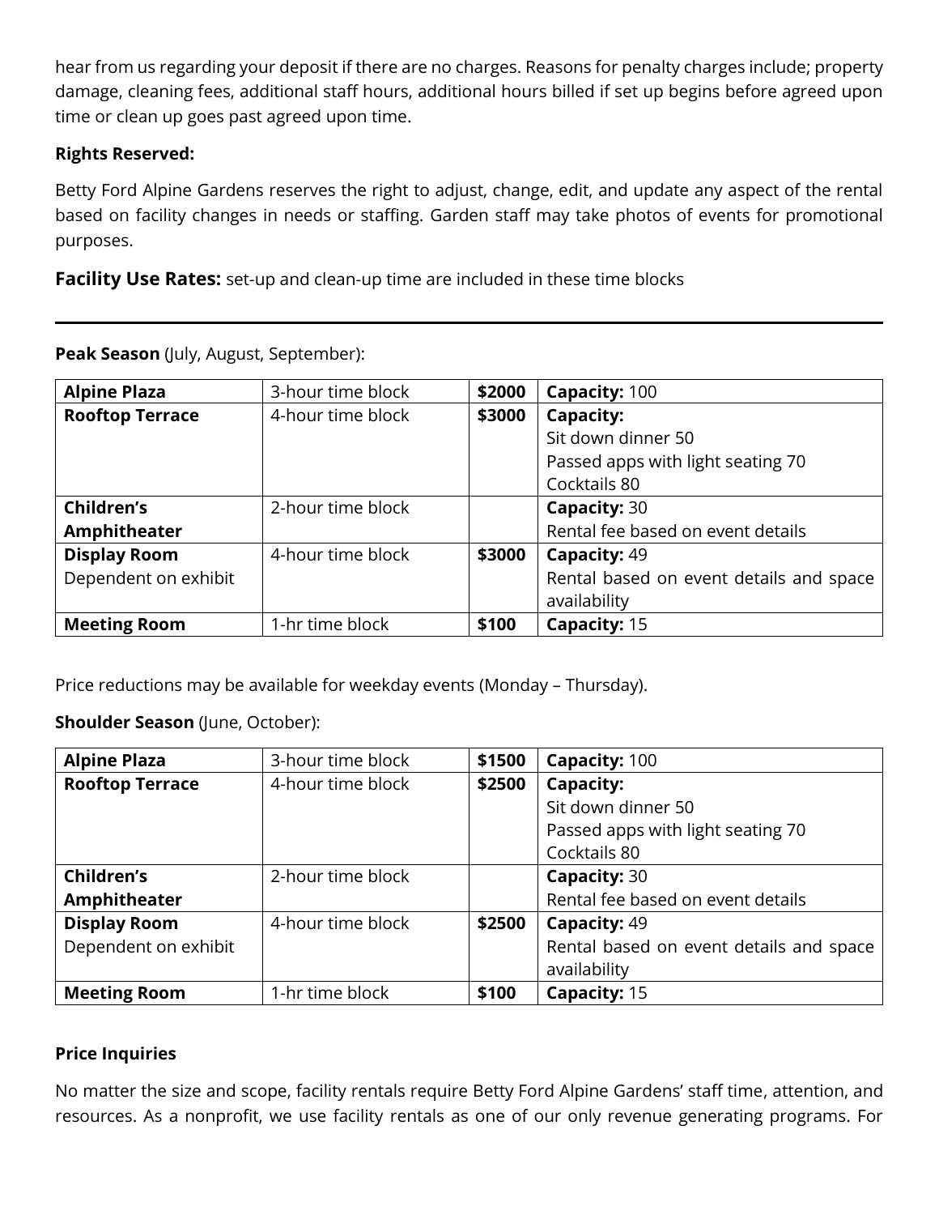hear from us regarding your deposit if there are no charges. Reasons for penalty charges include; property damage, cleaning fees, additional staff hours, additional hours billed if set up begins before agreed upon time or clean up goes past agreed upon time.

**Rights Reserved:**

Betty Ford Alpine Gardens reserves the right to adjust, change, edit, and update any aspect of the rental based on facility changes in needs or staffing. Garden staff may take photos of events for promotional purposes.

**Facility Use Rates:** set-up and clean-up time are included in these time blocks

---

**Peak Season** (July, August, September):

| | | | |
|---|---|---|---|
| **Alpine Plaza** | 3-hour time block | **$2000** | **Capacity:** 100 |
| **Rooftop Terrace** | 4-hour time block | **$3000** | **Capacity:**<br>Sit down dinner 50<br>Passed apps with light seating 70<br>Cocktails 80 |
| **Children's Amphitheater** | 2-hour time block | | **Capacity:** 30<br>Rental fee based on event details |
| **Display Room**<br>Dependent on exhibit | 4-hour time block | **$3000** | **Capacity:** 49<br>Rental based on event details and space availability |
| **Meeting Room** | 1-hr time block | **$100** | **Capacity:** 15 |

Price reductions may be available for weekday events (Monday – Thursday).

**Shoulder Season** (June, October):

| | | | |
|---|---|---|---|
| **Alpine Plaza** | 3-hour time block | **$1500** | **Capacity:** 100 |
| **Rooftop Terrace** | 4-hour time block | **$2500** | **Capacity:**<br>Sit down dinner 50<br>Passed apps with light seating 70<br>Cocktails 80 |
| **Children's Amphitheater** | 2-hour time block | | **Capacity:** 30<br>Rental fee based on event details |
| **Display Room**<br>Dependent on exhibit | 4-hour time block | **$2500** | **Capacity:** 49<br>Rental based on event details and space availability |
| **Meeting Room** | 1-hr time block | **$100** | **Capacity:** 15 |

**Price Inquiries**

No matter the size and scope, facility rentals require Betty Ford Alpine Gardens' staff time, attention, and resources. As a nonprofit, we use facility rentals as one of our only revenue generating programs. For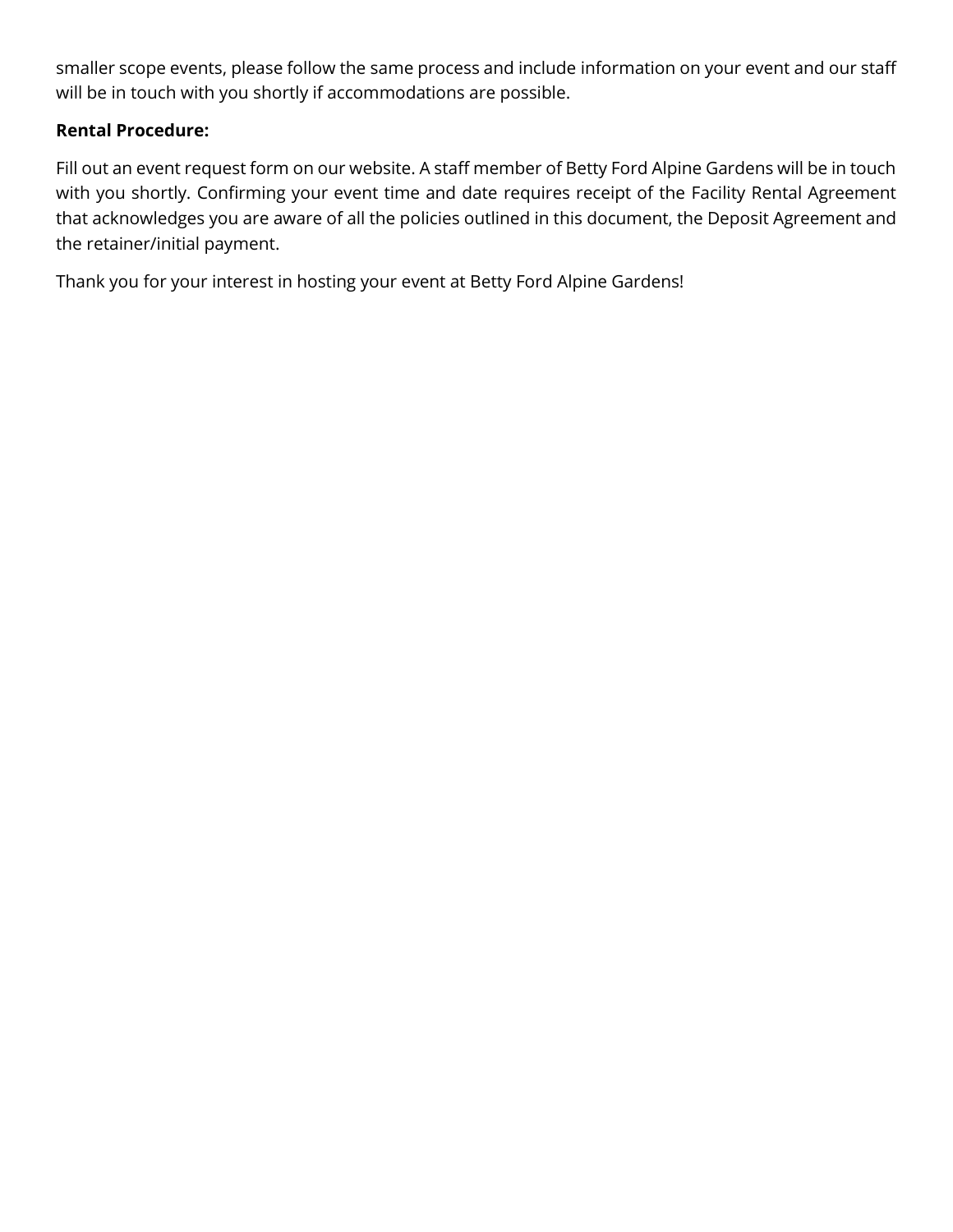smaller scope events, please follow the same process and include information on your event and our staff will be in touch with you shortly if accommodations are possible.

**Rental Procedure:**

Fill out an event request form on our website. A staff member of Betty Ford Alpine Gardens will be in touch with you shortly. Confirming your event time and date requires receipt of the Facility Rental Agreement that acknowledges you are aware of all the policies outlined in this document, the Deposit Agreement and the retainer/initial payment.

Thank you for your interest in hosting your event at Betty Ford Alpine Gardens!